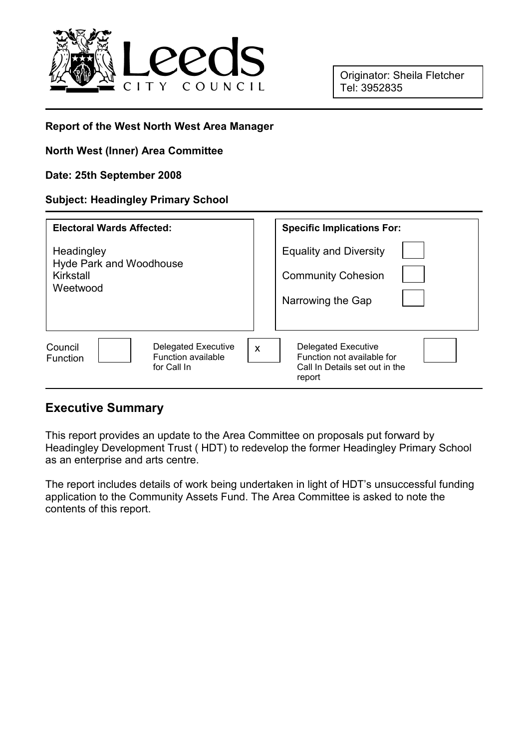Leeds CITY COUNCIL

Originator: Sheila Fletcher
Tel: 3952835

**Report of the West North West Area Manager**

**North West (Inner) Area Committee**

**Date: 25th September 2008**

**Subject: Headingley Primary School**

| **Electoral Wards Affected:** | **Specific Implications For:** | |
| --- | --- | --- |
| Headingley<br>Hyde Park and Woodhouse<br>Kirkstall<br>Weetwood | Equality and Diversity | |
| | Community Cohesion | |
| | Narrowing the Gap | |

| Council Function | | Delegated Executive Function available for Call In | x | Delegated Executive Function not available for Call In Details set out in the report | |
| --- | --- | --- | --- | --- | --- |

## Executive Summary

This report provides an update to the Area Committee on proposals put forward by Headingley Development Trust ( HDT) to redevelop the former Headingley Primary School as an enterprise and arts centre.

The report includes details of work being undertaken in light of HDT's unsuccessful funding application to the Community Assets Fund. The Area Committee is asked to note the contents of this report.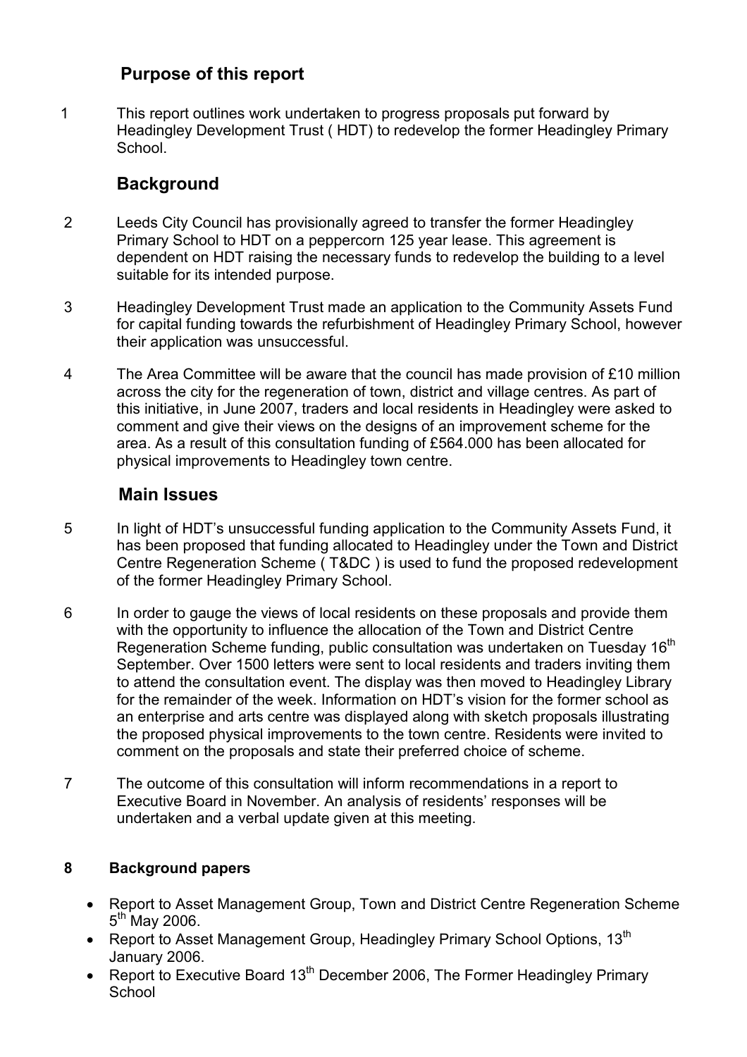## Purpose of this report

1 This report outlines work undertaken to progress proposals put forward by Headingley Development Trust ( HDT) to redevelop the former Headingley Primary School.

## Background

2 Leeds City Council has provisionally agreed to transfer the former Headingley Primary School to HDT on a peppercorn 125 year lease. This agreement is dependent on HDT raising the necessary funds to redevelop the building to a level suitable for its intended purpose.

3 Headingley Development Trust made an application to the Community Assets Fund for capital funding towards the refurbishment of Headingley Primary School, however their application was unsuccessful.

4 The Area Committee will be aware that the council has made provision of £10 million across the city for the regeneration of town, district and village centres. As part of this initiative, in June 2007, traders and local residents in Headingley were asked to comment and give their views on the designs of an improvement scheme for the area. As a result of this consultation funding of £564.000 has been allocated for physical improvements to Headingley town centre.

## Main Issues

5 In light of HDT's unsuccessful funding application to the Community Assets Fund, it has been proposed that funding allocated to Headingley under the Town and District Centre Regeneration Scheme ( T&DC ) is used to fund the proposed redevelopment of the former Headingley Primary School.

6 In order to gauge the views of local residents on these proposals and provide them with the opportunity to influence the allocation of the Town and District Centre Regeneration Scheme funding, public consultation was undertaken on Tuesday 16th September. Over 1500 letters were sent to local residents and traders inviting them to attend the consultation event. The display was then moved to Headingley Library for the remainder of the week. Information on HDT's vision for the former school as an enterprise and arts centre was displayed along with sketch proposals illustrating the proposed physical improvements to the town centre. Residents were invited to comment on the proposals and state their preferred choice of scheme.

7 The outcome of this consultation will inform recommendations in a report to Executive Board in November. An analysis of residents' responses will be undertaken and a verbal update given at this meeting.

**8 Background papers**

- Report to Asset Management Group, Town and District Centre Regeneration Scheme 5th May 2006.
- Report to Asset Management Group, Headingley Primary School Options, 13th January 2006.
- Report to Executive Board 13th December 2006, The Former Headingley Primary School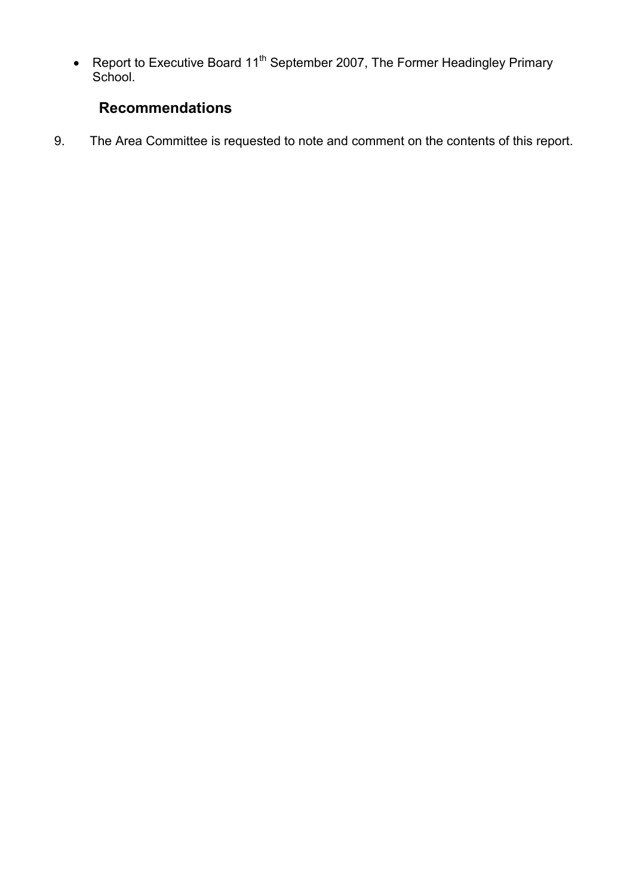- Report to Executive Board 11th September 2007, The Former Headingley Primary School.

## Recommendations

9. The Area Committee is requested to note and comment on the contents of this report.